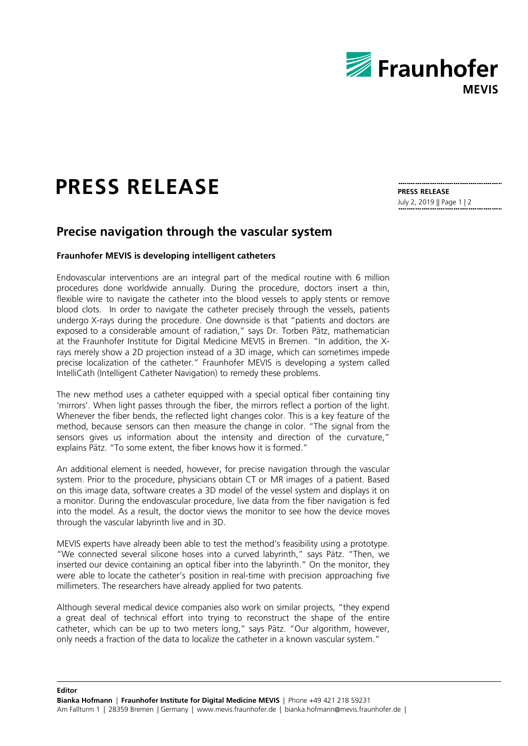# PRESS RELEASE

**PRESS RELEASE**
July 2, 2019 || Page 1 | 2

## Precise navigation through the vascular system

**Fraunhofer MEVIS is developing intelligent catheters**

Endovascular interventions are an integral part of the medical routine with 6 million procedures done worldwide annually. During the procedure, doctors insert a thin, flexible wire to navigate the catheter into the blood vessels to apply stents or remove blood clots. In order to navigate the catheter precisely through the vessels, patients undergo X-rays during the procedure. One downside is that "patients and doctors are exposed to a considerable amount of radiation," says Dr. Torben Pätz, mathematician at the Fraunhofer Institute for Digital Medicine MEVIS in Bremen. "In addition, the X-rays merely show a 2D projection instead of a 3D image, which can sometimes impede precise localization of the catheter." Fraunhofer MEVIS is developing a system called IntelliCath (Intelligent Catheter Navigation) to remedy these problems.

The new method uses a catheter equipped with a special optical fiber containing tiny 'mirrors'. When light passes through the fiber, the mirrors reflect a portion of the light. Whenever the fiber bends, the reflected light changes color. This is a key feature of the method, because sensors can then measure the change in color. "The signal from the sensors gives us information about the intensity and direction of the curvature," explains Pätz. "To some extent, the fiber knows how it is formed."

An additional element is needed, however, for precise navigation through the vascular system. Prior to the procedure, physicians obtain CT or MR images of a patient. Based on this image data, software creates a 3D model of the vessel system and displays it on a monitor. During the endovascular procedure, live data from the fiber navigation is fed into the model. As a result, the doctor views the monitor to see how the device moves through the vascular labyrinth live and in 3D.

MEVIS experts have already been able to test the method's feasibility using a prototype. "We connected several silicone hoses into a curved labyrinth," says Pätz. "Then, we inserted our device containing an optical fiber into the labyrinth." On the monitor, they were able to locate the catheter's position in real-time with precision approaching five millimeters. The researchers have already applied for two patents.

Although several medical device companies also work on similar projects, "they expend a great deal of technical effort into trying to reconstruct the shape of the entire catheter, which can be up to two meters long," says Pätz. "Our algorithm, however, only needs a fraction of the data to localize the catheter in a known vascular system."

**Editor**
**Bianka Hofmann** | **Fraunhofer Institute for Digital Medicine MEVIS** | Phone +49 421 218 59231
Am Fallturm 1 | 28359 Bremen | Germany | www.mevis.fraunhofer.de | bianka.hofmann@mevis.fraunhofer.de |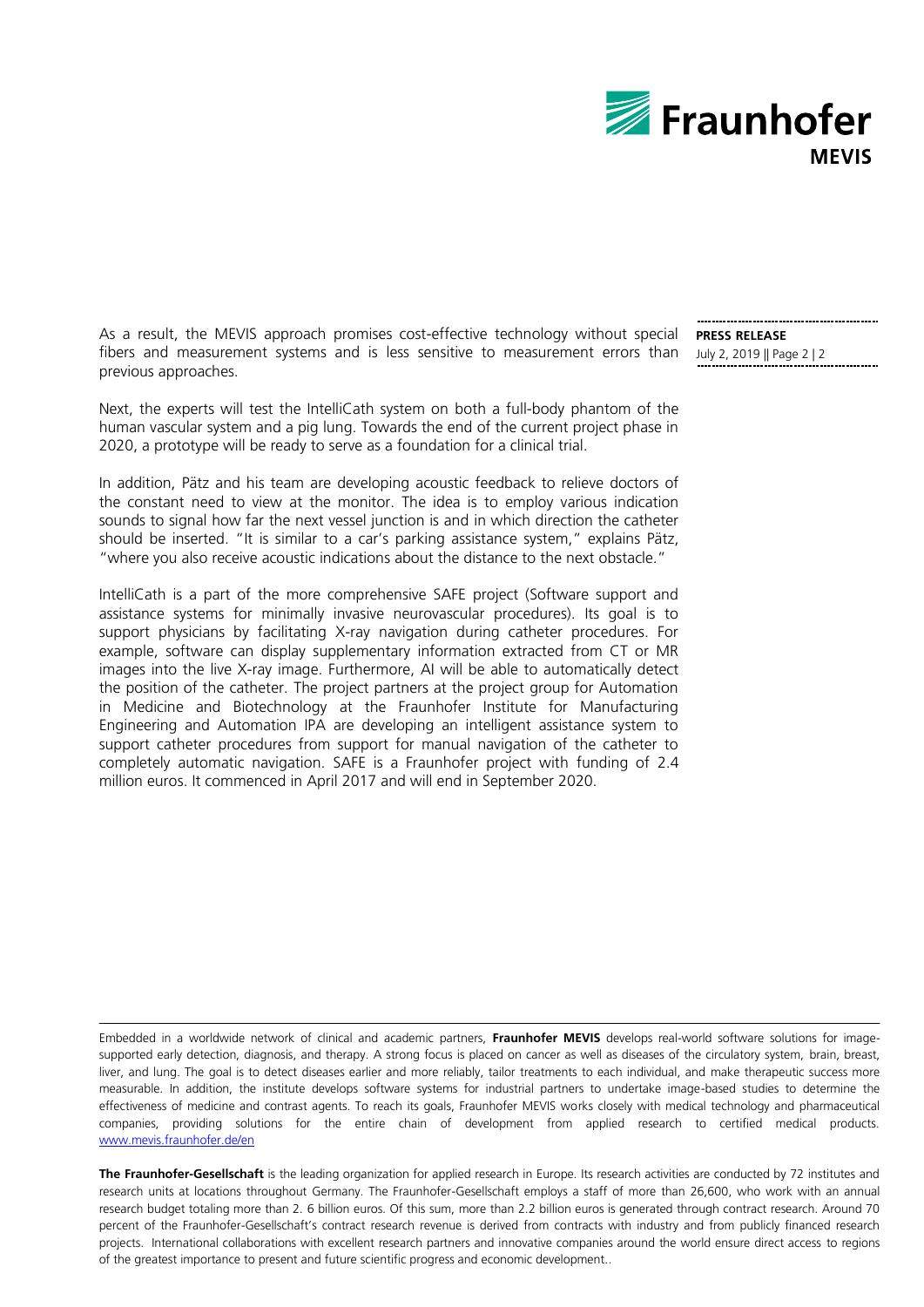As a result, the MEVIS approach promises cost-effective technology without special fibers and measurement systems and is less sensitive to measurement errors than previous approaches.

Next, the experts will test the IntelliCath system on both a full-body phantom of the human vascular system and a pig lung. Towards the end of the current project phase in 2020, a prototype will be ready to serve as a foundation for a clinical trial.

In addition, Pätz and his team are developing acoustic feedback to relieve doctors of the constant need to view at the monitor. The idea is to employ various indication sounds to signal how far the next vessel junction is and in which direction the catheter should be inserted. "It is similar to a car's parking assistance system," explains Pätz, "where you also receive acoustic indications about the distance to the next obstacle."

IntelliCath is a part of the more comprehensive SAFE project (Software support and assistance systems for minimally invasive neurovascular procedures). Its goal is to support physicians by facilitating X-ray navigation during catheter procedures. For example, software can display supplementary information extracted from CT or MR images into the live X-ray image. Furthermore, AI will be able to automatically detect the position of the catheter. The project partners at the project group for Automation in Medicine and Biotechnology at the Fraunhofer Institute for Manufacturing Engineering and Automation IPA are developing an intelligent assistance system to support catheter procedures from support for manual navigation of the catheter to completely automatic navigation. SAFE is a Fraunhofer project with funding of 2.4 million euros. It commenced in April 2017 and will end in September 2020.

---

Embedded in a worldwide network of clinical and academic partners, **Fraunhofer MEVIS** develops real-world software solutions for image-supported early detection, diagnosis, and therapy. A strong focus is placed on cancer as well as diseases of the circulatory system, brain, breast, liver, and lung. The goal is to detect diseases earlier and more reliably, tailor treatments to each individual, and make therapeutic success more measurable. In addition, the institute develops software systems for industrial partners to undertake image-based studies to determine the effectiveness of medicine and contrast agents. To reach its goals, Fraunhofer MEVIS works closely with medical technology and pharmaceutical companies, providing solutions for the entire chain of development from applied research to certified medical products. www.mevis.fraunhofer.de/en

**The Fraunhofer-Gesellschaft** is the leading organization for applied research in Europe. Its research activities are conducted by 72 institutes and research units at locations throughout Germany. The Fraunhofer-Gesellschaft employs a staff of more than 26,600, who work with an annual research budget totaling more than 2. 6 billion euros. Of this sum, more than 2.2 billion euros is generated through contract research. Around 70 percent of the Fraunhofer-Gesellschaft's contract research revenue is derived from contracts with industry and from publicly financed research projects. International collaborations with excellent research partners and innovative companies around the world ensure direct access to regions of the greatest importance to present and future scientific progress and economic development..